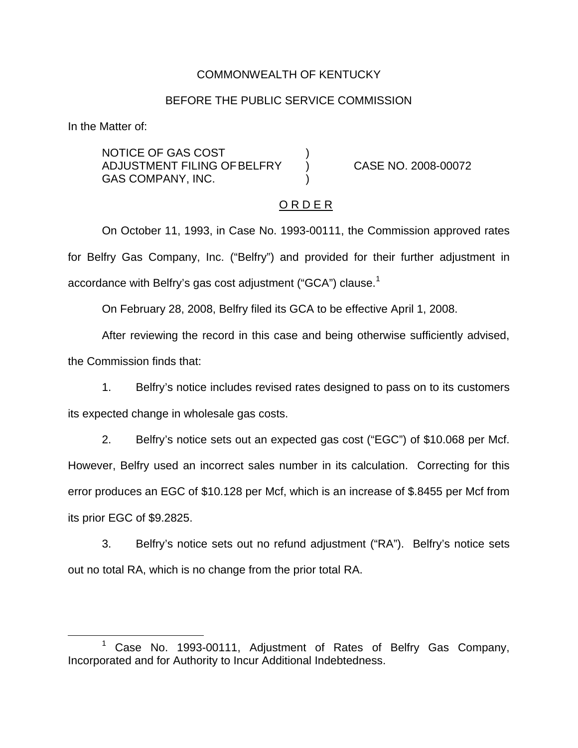COMMONWEALTH OF KENTUCKY

BEFORE THE PUBLIC SERVICE COMMISSION

In the Matter of:

NOTICE OF GAS COST ADJUSTMENT FILING OF BELFRY GAS COMPANY, INC. ) CASE NO. 2008-00072

O R D E R

On October 11, 1993, in Case No. 1993-00111, the Commission approved rates for Belfry Gas Company, Inc. ("Belfry") and provided for their further adjustment in accordance with Belfry's gas cost adjustment ("GCA") clause.[1]

On February 28, 2008, Belfry filed its GCA to be effective April 1, 2008.

After reviewing the record in this case and being otherwise sufficiently advised, the Commission finds that:

1. Belfry's notice includes revised rates designed to pass on to its customers its expected change in wholesale gas costs.

2. Belfry's notice sets out an expected gas cost ("EGC") of $10.068 per Mcf. However, Belfry used an incorrect sales number in its calculation. Correcting for this error produces an EGC of $10.128 per Mcf, which is an increase of $.8455 per Mcf from its prior EGC of $9.2825.

3. Belfry's notice sets out no refund adjustment ("RA"). Belfry's notice sets out no total RA, which is no change from the prior total RA.

[1] Case No. 1993-00111, Adjustment of Rates of Belfry Gas Company, Incorporated and for Authority to Incur Additional Indebtedness.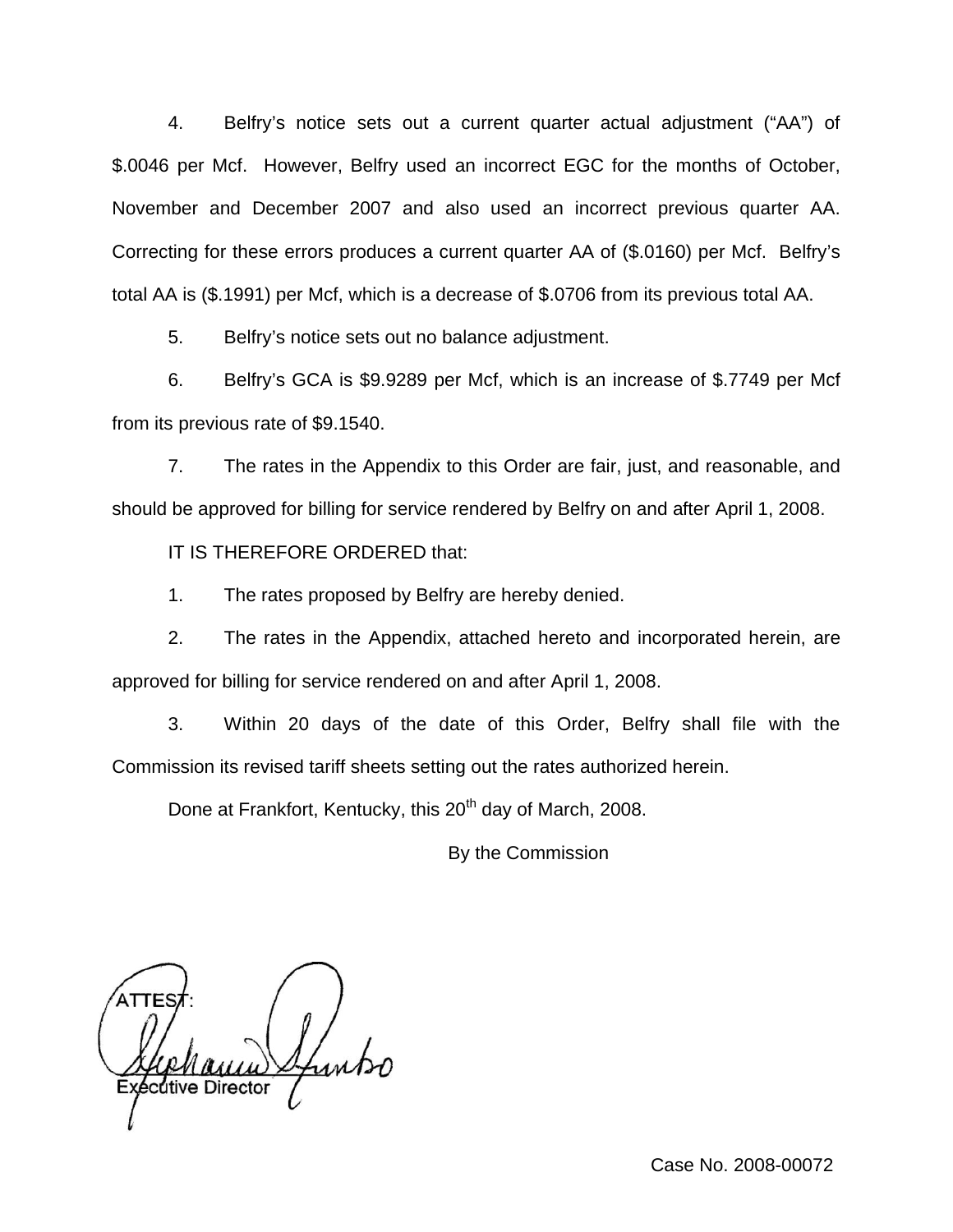4. Belfry's notice sets out a current quarter actual adjustment ("AA") of $.0046 per Mcf. However, Belfry used an incorrect EGC for the months of October, November and December 2007 and also used an incorrect previous quarter AA. Correcting for these errors produces a current quarter AA of ($.0160) per Mcf. Belfry's total AA is ($.1991) per Mcf, which is a decrease of $.0706 from its previous total AA.

5. Belfry's notice sets out no balance adjustment.

6. Belfry's GCA is $9.9289 per Mcf, which is an increase of $.7749 per Mcf from its previous rate of $9.1540.

7. The rates in the Appendix to this Order are fair, just, and reasonable, and should be approved for billing for service rendered by Belfry on and after April 1, 2008.

IT IS THEREFORE ORDERED that:

1. The rates proposed by Belfry are hereby denied.

2. The rates in the Appendix, attached hereto and incorporated herein, are approved for billing for service rendered on and after April 1, 2008.

3. Within 20 days of the date of this Order, Belfry shall file with the Commission its revised tariff sheets setting out the rates authorized herein.

Done at Frankfort, Kentucky, this 20th day of March, 2008.

By the Commission

ATTEST:

Executive Director

Case No. 2008-00072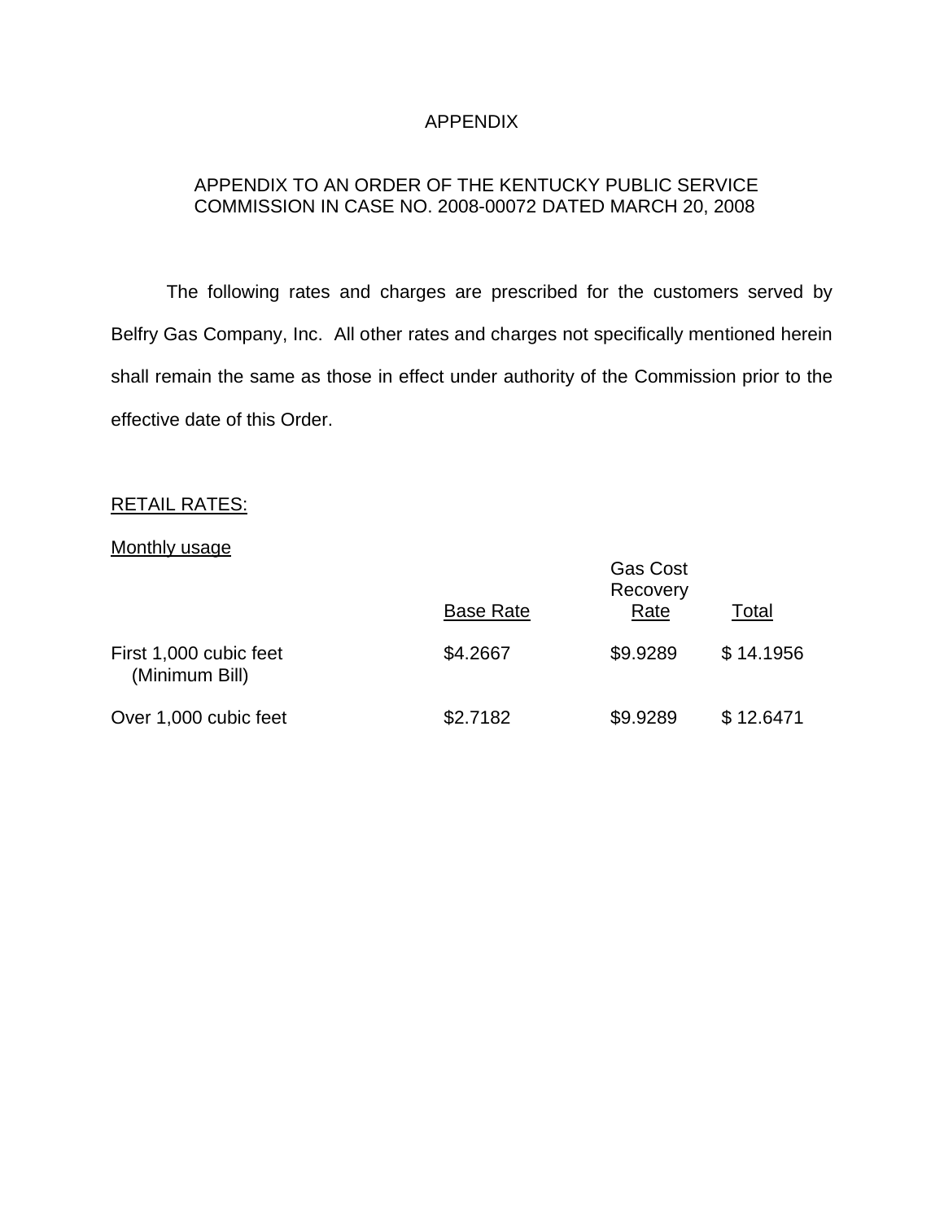# APPENDIX

APPENDIX TO AN ORDER OF THE KENTUCKY PUBLIC SERVICE COMMISSION IN CASE NO. 2008-00072 DATED MARCH 20, 2008

The following rates and charges are prescribed for the customers served by Belfry Gas Company, Inc. All other rates and charges not specifically mentioned herein shall remain the same as those in effect under authority of the Commission prior to the effective date of this Order.

RETAIL RATES:

Monthly usage

| | Base Rate | Gas Cost Recovery Rate | Total |
|---|---|---|---|
| First 1,000 cubic feet (Minimum Bill) | $4.2667 | $9.9289 | $ 14.1956 |
| Over 1,000 cubic feet | $2.7182 | $9.9289 | $ 12.6471 |